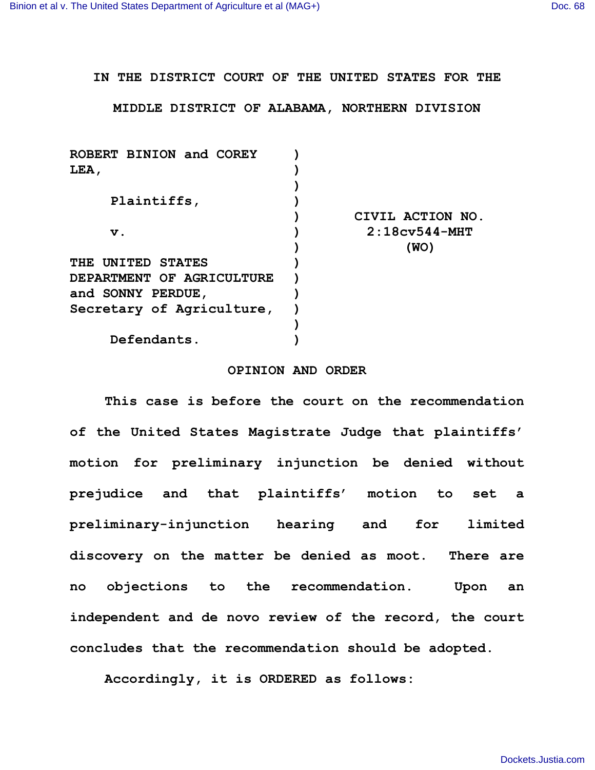IN THE DISTRICT COURT OF THE UNITED STATES FOR THE

MIDDLE DISTRICT OF ALABAMA, NORTHERN DIVISION

| | | |
|---|---|---|
| ROBERT BINION and COREY LEA, | ) | |
| | ) | |
| Plaintiffs, | ) | |
| | ) | CIVIL ACTION NO. |
| v. | ) | 2:18cv544-MHT |
| | ) | (WO) |
| THE UNITED STATES DEPARTMENT OF AGRICULTURE and SONNY PERDUE, Secretary of Agriculture, | ) | |
| | ) | |
| Defendants. | ) | |

## OPINION AND ORDER

This case is before the court on the recommendation of the United States Magistrate Judge that plaintiffs' motion for preliminary injunction be denied without prejudice and that plaintiffs' motion to set a preliminary-injunction hearing and for limited discovery on the matter be denied as moot. There are no objections to the recommendation. Upon an independent and de novo review of the record, the court concludes that the recommendation should be adopted.

Accordingly, it is ORDERED as follows: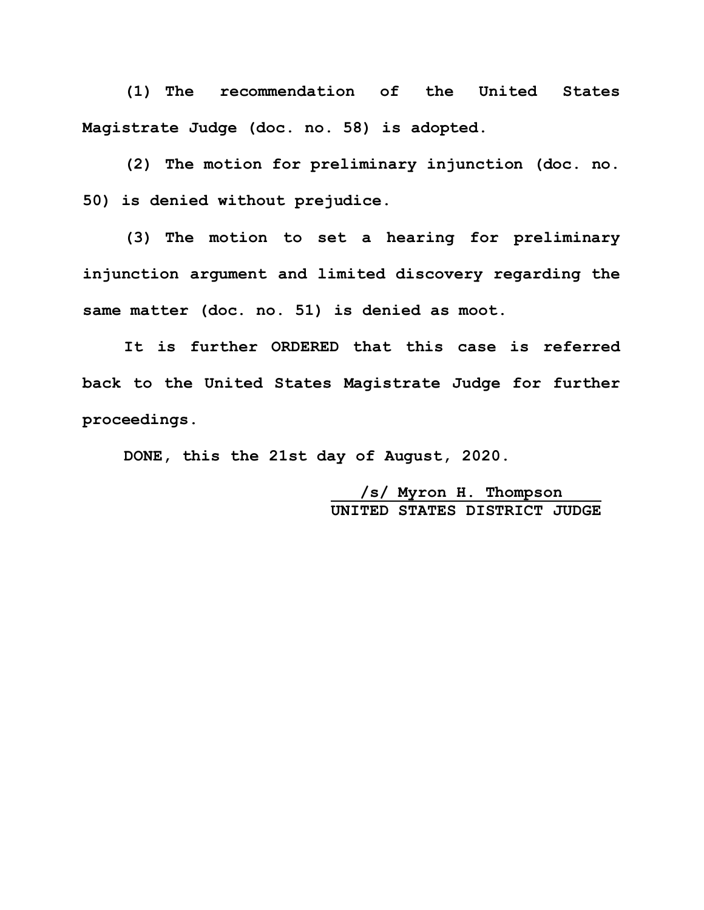**(1) The recommendation of the United States Magistrate Judge (doc. no. 58) is adopted.**

**(2) The motion for preliminary injunction (doc. no. 50) is denied without prejudice.**

**(3) The motion to set a hearing for preliminary injunction argument and limited discovery regarding the same matter (doc. no. 51) is denied as moot.**

**It is further ORDERED that this case is referred back to the United States Magistrate Judge for further proceedings.**

**DONE, this the 21st day of August, 2020.**

**/s/ Myron H. Thompson**
**UNITED STATES DISTRICT JUDGE**